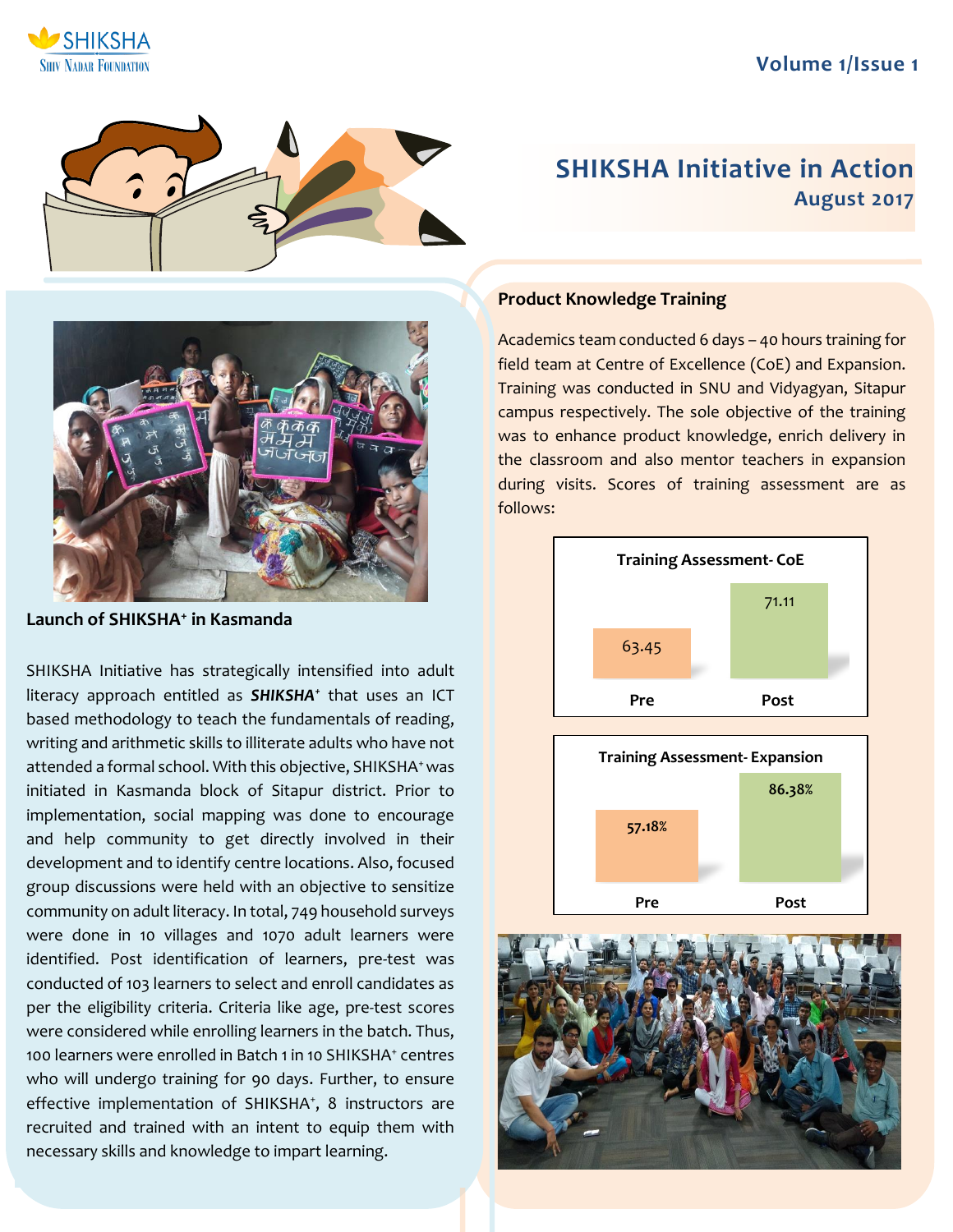# SHIKSHA Initiative in Action

**August 2017**

## Launch of SHIKSHA+ in Kasmanda

SHIKSHA Initiative has strategically intensified into adult literacy approach entitled as ***SHIKSHA+*** that uses an ICT based methodology to teach the fundamentals of reading, writing and arithmetic skills to illiterate adults who have not attended a formal school. With this objective, SHIKSHA+ was initiated in Kasmanda block of Sitapur district. Prior to implementation, social mapping was done to encourage and help community to get directly involved in their development and to identify centre locations. Also, focused group discussions were held with an objective to sensitize community on adult literacy. In total, 749 household surveys were done in 10 villages and 1070 adult learners were identified. Post identification of learners, pre-test was conducted of 103 learners to select and enroll candidates as per the eligibility criteria. Criteria like age, pre-test scores were considered while enrolling learners in the batch. Thus, 100 learners were enrolled in Batch 1 in 10 SHIKSHA+ centres who will undergo training for 90 days. Further, to ensure effective implementation of SHIKSHA+, 8 instructors are recruited and trained with an intent to equip them with necessary skills and knowledge to impart learning.

## Product Knowledge Training

Academics team conducted 6 days – 40 hours training for field team at Centre of Excellence (CoE) and Expansion. Training was conducted in SNU and Vidyagyan, Sitapur campus respectively. The sole objective of the training was to enhance product knowledge, enrich delivery in the classroom and also mentor teachers in expansion during visits. Scores of training assessment are as follows:

**Training Assessment- CoE**

63.45
71.11
Pre
Post

**Training Assessment- Expansion**

57.18%
86.38%
Pre
Post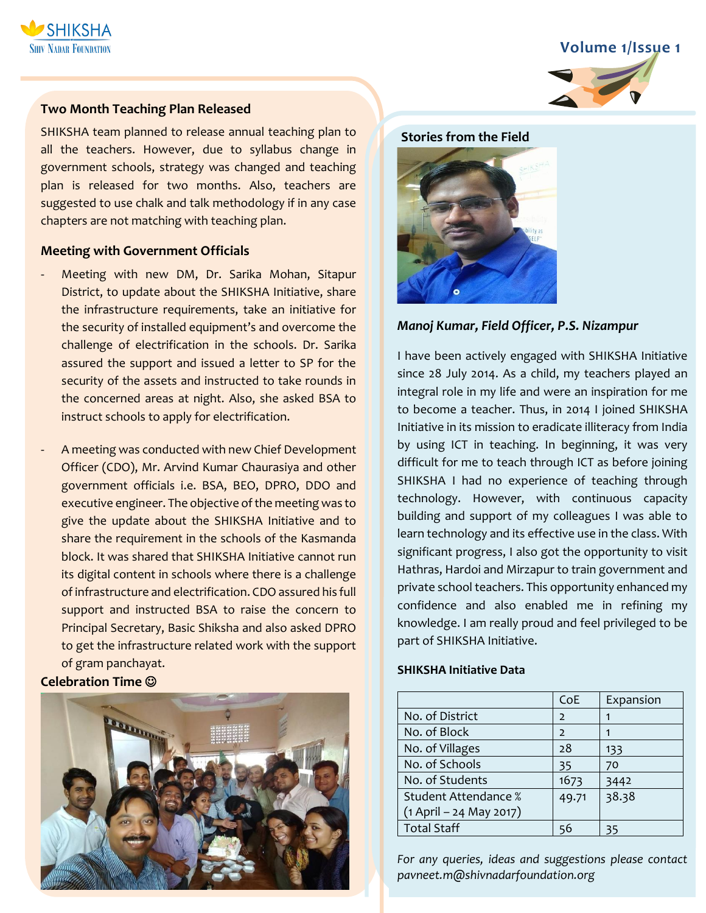## Two Month Teaching Plan Released

SHIKSHA team planned to release annual teaching plan to all the teachers. However, due to syllabus change in government schools, strategy was changed and teaching plan is released for two months. Also, teachers are suggested to use chalk and talk methodology if in any case chapters are not matching with teaching plan.

## Meeting with Government Officials

- Meeting with new DM, Dr. Sarika Mohan, Sitapur District, to update about the SHIKSHA Initiative, share the infrastructure requirements, take an initiative for the security of installed equipment's and overcome the challenge of electrification in the schools. Dr. Sarika assured the support and issued a letter to SP for the security of the assets and instructed to take rounds in the concerned areas at night. Also, she asked BSA to instruct schools to apply for electrification.

- A meeting was conducted with new Chief Development Officer (CDO), Mr. Arvind Kumar Chaurasiya and other government officials i.e. BSA, BEO, DPRO, DDO and executive engineer. The objective of the meeting was to give the update about the SHIKSHA Initiative and to share the requirement in the schools of the Kasmanda block. It was shared that SHIKSHA Initiative cannot run its digital content in schools where there is a challenge of infrastructure and electrification. CDO assured his full support and instructed BSA to raise the concern to Principal Secretary, Basic Shiksha and also asked DPRO to get the infrastructure related work with the support of gram panchayat.

## Celebration Time ☺

## Stories from the Field

***Manoj Kumar, Field Officer, P.S. Nizampur***

I have been actively engaged with SHIKSHA Initiative since 28 July 2014. As a child, my teachers played an integral role in my life and were an inspiration for me to become a teacher. Thus, in 2014 I joined SHIKSHA Initiative in its mission to eradicate illiteracy from India by using ICT in teaching. In beginning, it was very difficult for me to teach through ICT as before joining SHIKSHA I had no experience of teaching through technology. However, with continuous capacity building and support of my colleagues I was able to learn technology and its effective use in the class. With significant progress, I also got the opportunity to visit Hathras, Hardoi and Mirzapur to train government and private school teachers. This opportunity enhanced my confidence and also enabled me in refining my knowledge. I am really proud and feel privileged to be part of SHIKSHA Initiative.

**SHIKSHA Initiative Data**

| | CoE | Expansion |
|---|---|---|
| No. of District | 2 | 1 |
| No. of Block | 2 | 1 |
| No. of Villages | 28 | 133 |
| No. of Schools | 35 | 70 |
| No. of Students | 1673 | 3442 |
| Student Attendance % (1 April – 24 May 2017) | 49.71 | 38.38 |
| Total Staff | 56 | 35 |

*For any queries, ideas and suggestions please contact pavneet.m@shivnadarfoundation.org*